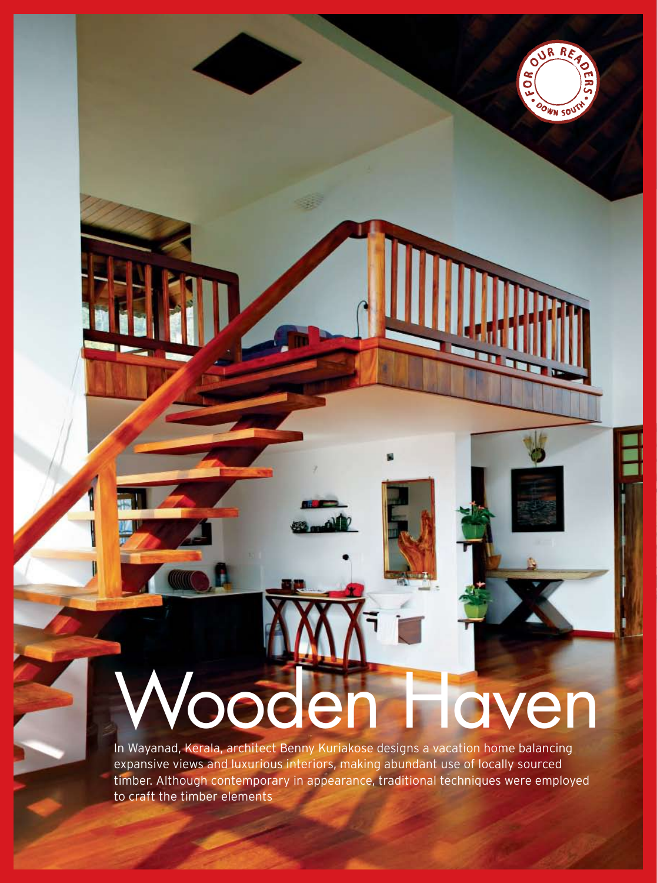# Wooden Haven

In Wayanad, Kerala, architect Benny Kuriakose designs a vacation home balancing expansive views and luxurious interiors, making abundant use of locally sourced timber. Although contemporary in appearance, traditional techniques were employed to craft the timber elements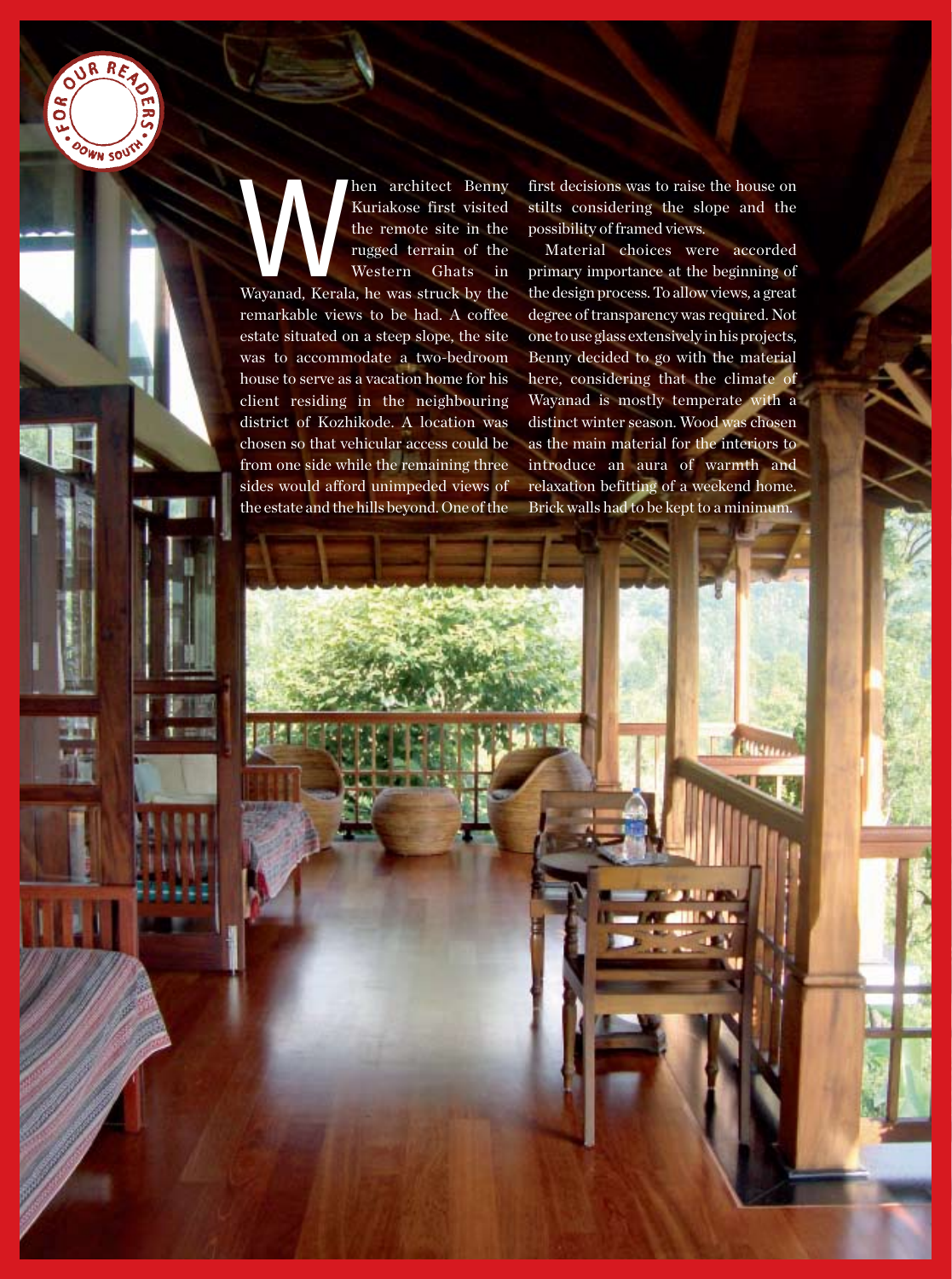When architect Benny Kuriakose first visited the remote site in the rugged terrain of the Western Ghats in Wayanad, Kerala, he was struck by the remarkable views to be had. A coffee estate situated on a steep slope, the site was to accommodate a two-bedroom house to serve as a vacation home for his client residing in the neighbouring district of Kozhikode. A location was chosen so that vehicular access could be from one side while the remaining three sides would afford unimpeded views of the estate and the hills beyond. One of the first decisions was to raise the house on stilts considering the slope and the possibility of framed views.

Material choices were accorded primary importance at the beginning of the design process. To allow views, a great degree of transparency was required. Not one to use glass extensively in his projects, Benny decided to go with the material here, considering that the climate of Wayanad is mostly temperate with a distinct winter season. Wood was chosen as the main material for the interiors to introduce an aura of warmth and relaxation befitting of a weekend home. Brick walls had to be kept to a minimum.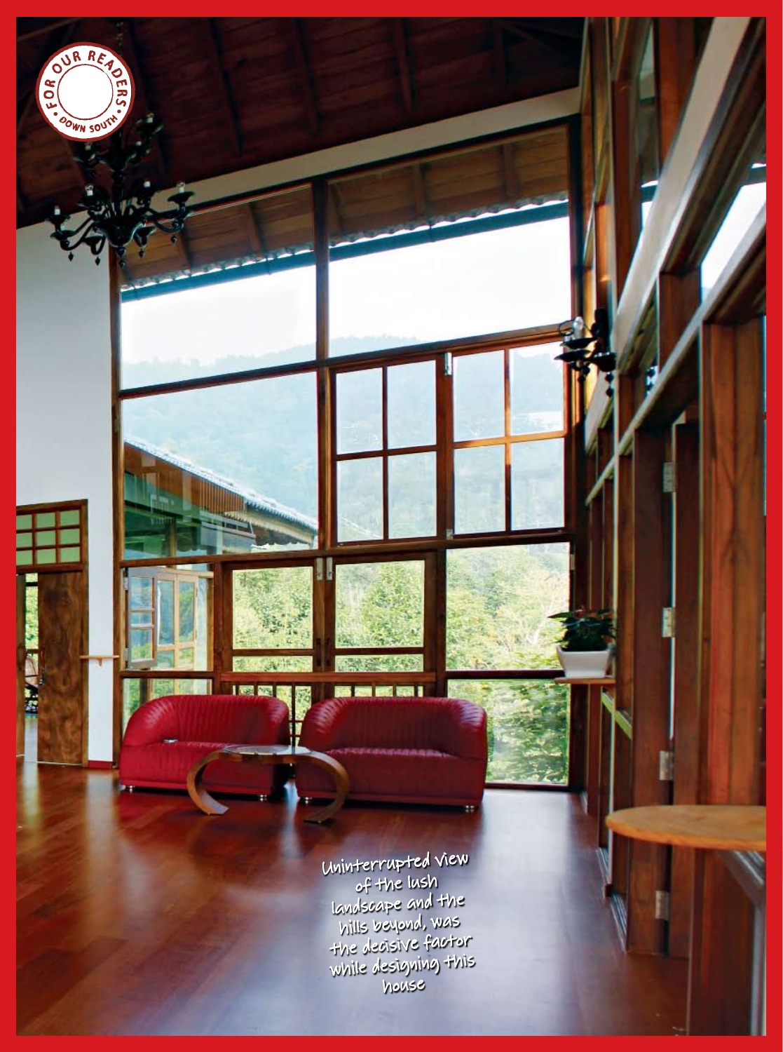FOR OUR READERS DOWN SOUTH

Uninterrupted view of the lush landscape and the hills beyond, was the decisive factor while designing this house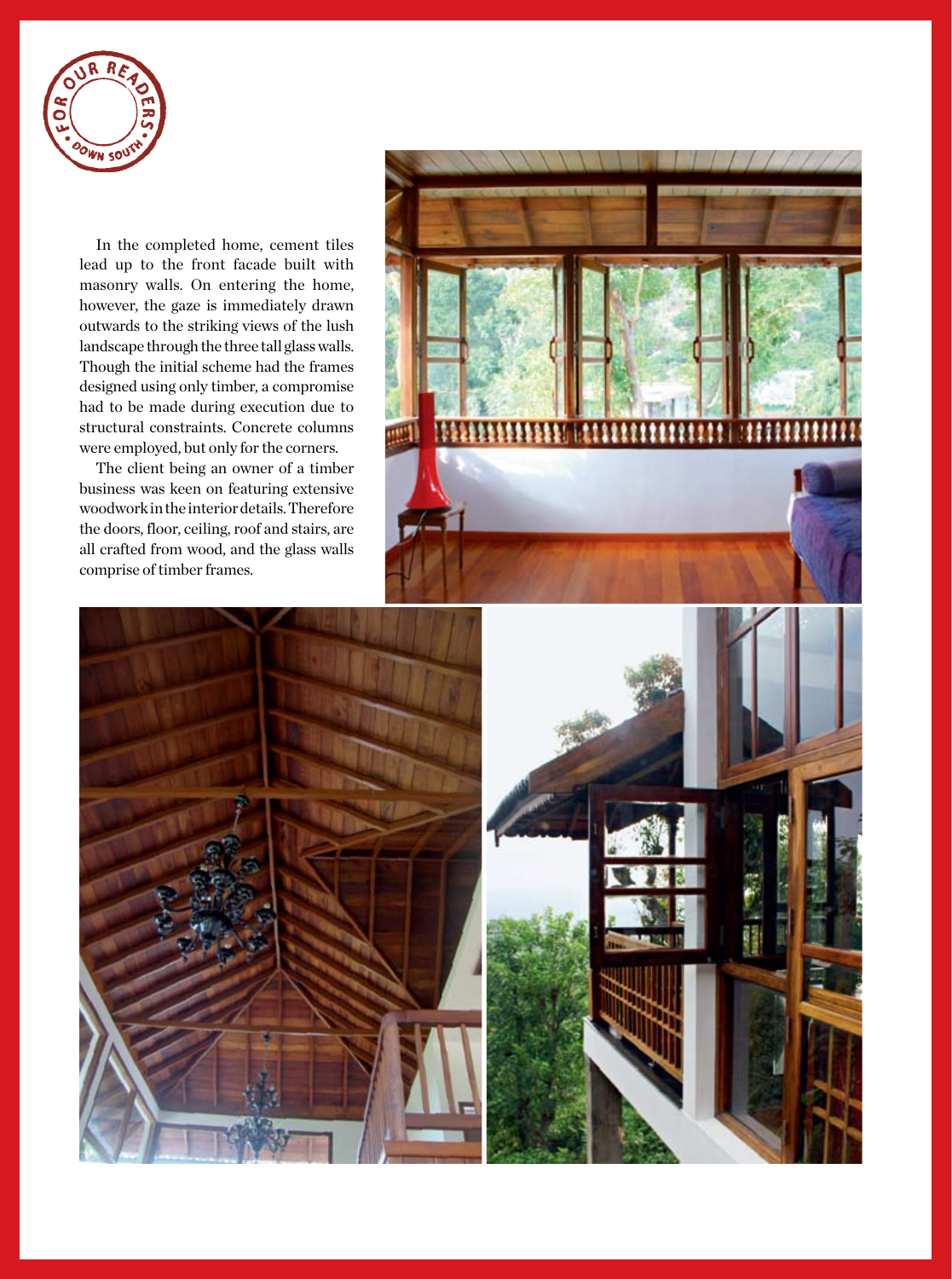In the completed home, cement tiles lead up to the front facade built with masonry walls. On entering the home, however, the gaze is immediately drawn outwards to the striking views of the lush landscape through the three tall glass walls. Though the initial scheme had the frames designed using only timber, a compromise had to be made during execution due to structural constraints. Concrete columns were employed, but only for the corners.

The client being an owner of a timber business was keen on featuring extensive woodwork in the interior details. Therefore the doors, floor, ceiling, roof and stairs, are all crafted from wood, and the glass walls comprise of timber frames.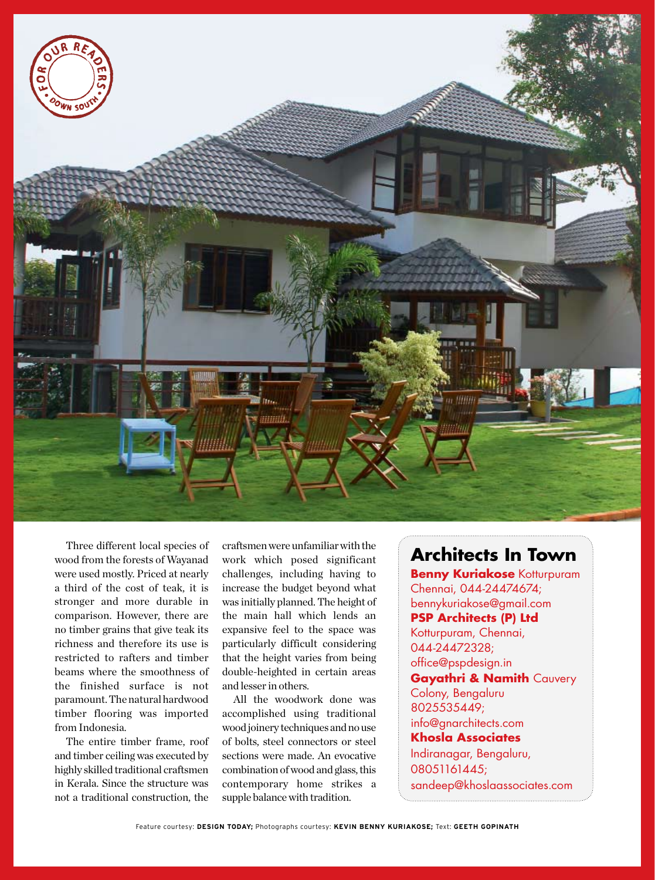Three different local species of wood from the forests of Wayanad were used mostly. Priced at nearly a third of the cost of teak, it is stronger and more durable in comparison. However, there are no timber grains that give teak its richness and therefore its use is restricted to rafters and timber beams where the smoothness of the finished surface is not paramount. The natural hardwood timber flooring was imported from Indonesia.

The entire timber frame, roof and timber ceiling was executed by highly skilled traditional craftsmen in Kerala. Since the structure was not a traditional construction, the craftsmen were unfamiliar with the work which posed significant challenges, including having to increase the budget beyond what was initially planned. The height of the main hall which lends an expansive feel to the space was particularly difficult considering that the height varies from being double-heighted in certain areas and lesser in others.

All the woodwork done was accomplished using traditional wood joinery techniques and no use of bolts, steel connectors or steel sections were made. An evocative combination of wood and glass, this contemporary home strikes a supple balance with tradition.

## Architects In Town

**Benny Kuriakose** Kotturpuram Chennai, 044-24474674; bennykuriakose@gmail.com

**PSP Architects (P) Ltd** Kotturpuram, Chennai, 044-24472328; office@pspdesign.in

**Gayathri & Namith** Cauvery Colony, Bengaluru 8025535449; info@gnarchitects.com

**Khosla Associates** Indiranagar, Bengaluru, 08051161445; sandeep@khoslaassociates.com

Feature courtesy: **DESIGN TODAY;** Photographs courtesy: **KEVIN BENNY KURIAKOSE;** Text: **GEETH GOPINATH**